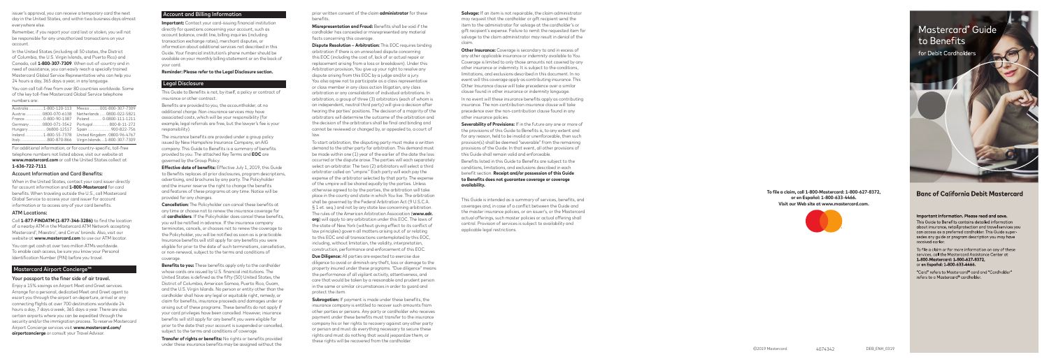issuer's approval, you can receive a temporary card the next day in the United States, and within two business days almost everywhere else.

Remember, if you report your card lost or stolen, you will not be responsible for any unauthorized transactions on your account.

In the United States (including all 50 states, the District of Columbia, the U.S. Virgin Islands, and Puerto Rico) and Canada, call **1-800-307-7309**. When out-of-country and in need of assistance, you can easily reach a specially trained Mastercard Global Service Representative who can help you 24 hours a day, 365 days a year, in any language.

You can call toll-free from over 80 countries worldwide. Some of the key toll-free Mastercard Global Service telephone numbers are:

| | | | |
|---|---|---|---|
| Australia | 1-800-120-113 | Mexico | 001-800-307-7309 |
| Austria | 0800-070-6138 | Netherlands | 0800-022-5821 |
| France | 0-800-90-1387 | Poland | 0-0800-111-1211 |
| Germany | 0800-071-3542 | Portugal | 800-8-11-272 |
| Hungary | 06800-12517 | Spain | 900-822-756 |
| Ireland | 1-800-55-7378 | United Kingdom | 0800-96-4767 |
| Italy | 800-870-866 | Virgin Islands | 1-800-307-7309 |

For additional information, or for country-specific, toll-free telephone numbers not listed above, visit our website at **www.mastercard.com** or call the United States collect at **1-636-722-7111**.

### Account Information and Card Benefits:

When in the United States, contact your card issuer directly for account information and **1-800-Mastercard** for card benefits. When traveling outside the U.S., call Mastercard Global Service to access your card issuer for account information or to access any of your card benefits.

### ATM Locations:

Call **1-877-FINDATM (1-877-346-3286)** to find the location of a nearby ATM in the Mastercard ATM Network accepting Mastercard®, Maestro®, and Cirrus® brands. Also, visit our website at **www.mastercard.com** to use our ATM locator.

You can get cash at over two million ATMs worldwide. To enable cash access, be sure you know your Personal Identification Number (PIN) before you travel.

## Mastercard Airport Concierge™

### Your passport to the finer side of air travel.

Enjoy a 15% savings on Airport Meet and Greet services. Arrange for a personal, dedicated Meet and Greet agent to escort you through the airport on departure, arrival or any connecting flights at over 700 destinations worldwide 24 hours a day, 7 days a week, 365 days a year. There are also certain airports where you can be expedited through the security and/or the immigration process. To reserve Mastercard Airport Concierge services visit **www.mastercard.com/airportconcierge** or consult your Travel Advisor.

## Account and Billing Information

**Important:** Contact your card-issuing financial institution directly for questions concerning your account, such as account balance, credit line, billing inquiries (including transaction exchange rates), merchant disputes, or information about additional services not described in this Guide. Your financial institution's phone number should be available on your monthly billing statement or on the back of your card.

**Reminder: Please refer to the Legal Disclosure section.**

## Legal Disclosure

This Guide to Benefits is not, by itself, a policy or contract of insurance or other contract.

Benefits are provided to you, the accountholder, at no additional charge. Non-insurance services may have associated costs, which will be your responsibility (for example, legal referrals are free, but the lawyer's fee is your responsibility).

The insurance benefits are provided under a group policy issued by New Hampshire Insurance Company, an AIG company. This Guide to Benefits is a summary of benefits provided to you. The attached Key Terms and **EOC** are governed by the Group Policy.

**Effective date of benefits:** Effective July 1, 2019, this Guide to Benefits replaces all prior disclosures, program descriptions, advertising, and brochures by any party. The Policyholder and the insurer reserve the right to change the benefits and features of these programs at any time. Notice will be provided for any changes.

**Cancellation:** The Policyholder can cancel these benefits at any time or choose not to renew the insurance coverage for all **cardholders**. If the Policyholder does cancel these benefits, you will be notified in advance. If the insurance company terminates, cancels, or chooses not to renew the coverage to the Policyholder, you will be notified as soon as is practicable. Insurance benefits will still apply for any benefits you were eligible for prior to the date of such terminations, cancellation, or non-renewal, subject to the terms and conditions of coverage.

**Benefits to you:** These benefits apply only to the cardholder whose cards are issued by U.S. financial institutions. The United States is defined as the fifty (50) United States, the District of Columbia, American Samoa, Puerto Rico, Guam, and the U.S. Virgin Islands. No person or entity other than the cardholder shall have any legal or equitable right, remedy, or claim for benefits, insurance proceeds and damages under or arising out of these programs. These benefits do not apply if your card privileges have been cancelled. However, insurance benefits will still apply for any benefit you were eligible for prior to the date that your account is suspended or cancelled, subject to the terms and conditions of coverage.

**Transfer of rights or benefits:** No rights or benefits provided under these insurance benefits may be assigned without the prior written consent of the claim **administrator** for these benefits.

**Misrepresentation and Fraud:** Benefits shall be void if the cardholder has concealed or misrepresented any material facts concerning this coverage.

**Dispute Resolution – Arbitration:** This EOC requires binding arbitration if there is an unresolved dispute concerning this EOC (including the cost of, lack of or actual repair or replacement arising from a loss or breakdown). Under this Arbitration provision, You give up your right to resolve any dispute arising from this EOC by a judge and/or a jury. You also agree not to participate as a class representative or class member in any class action litigation, any class arbitration or any consolidation of individual arbitrations. In arbitration, a group of three (3) arbitrators (each of whom is an independent, neutral third party) will give a decision after hearing the parties' positions. The decision of a majority of the arbitrators will determine the outcome of the arbitration and the decision of the arbitrators shall be final and binding and cannot be reviewed or changed by, or appealed to, a court of law.

To start arbitration, the disputing party must make a written demand to the other party for arbitration. This demand must be made within one (1) year of the earlier of the date the loss occurred or the dispute arose. The parties will each separately select an arbitrator. The two (2) arbitrators will select a third arbitrator called an "umpire." Each party will each pay the expense of the arbitrator selected by that party. The expense of the umpire will be shared equally by the parties. Unless otherwise agreed to by the parties, the arbitration will take place in the county and state in which You live. The arbitration shall be governed by the Federal Arbitration Act (9 U.S.C.A. § 1 et. seq.) and not by any state law concerning arbitration. The rules of the American Arbitration Association (**www.adr.org**) will apply to any arbitration under this EOC. The laws of the state of New York (without giving effect to its conflict of law principles) govern all matters arising out of or relating to this EOC and all transactions contemplated by this EOC, including, without limitation, the validity, interpretation, construction, performance and enforcement of this EOC.

**Due Diligence:** All parties are expected to exercise due diligence to avoid or diminish any theft, loss or damage to the property insured under these programs. "Due diligence" means the performance of all vigilant activity, attentiveness, and care that would be taken by a reasonable and prudent person in the same or similar circumstances in order to guard and protect the item.

**Subrogation:** If payment is made under these benefits, the insurance company is entitled to recover such amounts from other parties or persons. Any party or cardholder who receives payment under these benefits must transfer to the insurance company his or her rights to recovery against any other party or person and must do everything necessary to secure these rights and must do nothing that would jeopardize them, or these rights will be recovered from the cardholder.

**Salvage:** If an item is not repairable, the claim administrator may request that the cardholder or gift recipient send the item to the administrator for salvage at the cardholder's or gift recipient's expense. Failure to remit the requested item for salvage to the claim administrator may result in denial of the claim.

**Other Insurance:** Coverage is secondary to and in excess of any other applicable insurance or indemnity available to You. Coverage is limited to only those amounts not covered by any other insurance or indemnity. It is subject to the conditions, limitations, and exclusions described in this document. In no event will this coverage apply as contributing insurance. This Other Insurance clause will take precedence over a similar clause found in other insurance or indemnity language.

In no event will these insurance benefits apply as contributing insurance. The non-contribution insurance clause will take precedence over the non-contribution clause found in any other insurance policies.

**Severability of Provisions:** If in the future any one or more of the provisions of this Guide to Benefits is, to any extent and for any reason, held to be invalid or unenforceable, then such provision(s) shall be deemed "severable" from the remaining provisions of the Guide. In that event, all other provisions of this Guide shall remain valid and enforceable.

Benefits listed in this Guide to Benefits are subject to the conditions, limitations, and exclusions described in each benefit section. **Receipt and/or possession of this Guide to Benefits does not guarantee coverage or coverage availability.**

This Guide is intended as a summary of services, benefits, and coverages and, in case of a conflict between the Guide and the master insurance policies, or an issuer's, or the Mastercard actual offerings, such master policies or actual offering shall control. Provision of services is subject to availability and applicable legal restrictions.

**To file a claim, call 1-800-Mastercard: 1-800-627-8372, or en Español: 1-800-633-4466. Visit our Web site at www.mastercard.com.**

©2019 Mastercard. 4074342 DEB_ENH_0319

# Mastercard® Guide to Benefits

for Debit Cardholders

## Banc of California Debit Mastercard

**Important information. Please read and save.**

This Guide to Benefits contains detailed information about insurance, retail protection and travel services you can access as a preferred cardholder. This Guide supersedes any guide or program description you may have received earlier.

To file a claim or for more information on any of these services, call the Mastercard Assistance Center at **1-800-Mastercard: 1-800-627-8372**, or **en Español: 1-800-633-4466.**

"Card" refers to Mastercard® card and "Cardholder" refers to a Mastercard® cardholder.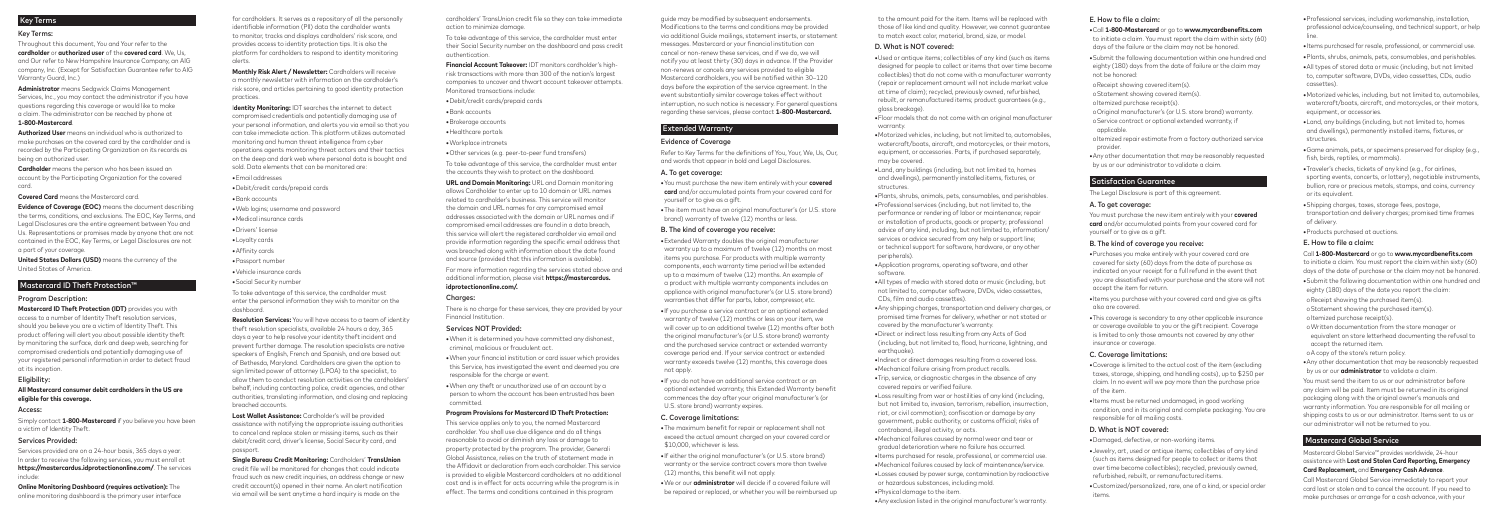## Key Terms

### Key Terms:

Throughout this document, You and Your refer to the **cardholder** or **authorized user** of the **covered card**. We, Us, and Our refer to New Hampshire Insurance Company, an AIG company, Inc. (Except for Satisfaction Guarantee refer to AIG Warranty Guard, Inc.)

**Administrator** means Sedgwick Claims Management Services, Inc., you may contact the administrator if you have questions regarding this coverage or would like to make a claim. The administrator can be reached by phone at **1-800-Mastercard**.

**Authorized User** means an individual who is authorized to make purchases on the covered card by the cardholder and is recorded by the Participating Organization on its records as being an authorized user.

**Cardholder** means the person who has been issued an account by the Participating Organization for the covered card.

**Covered Card** means the Mastercard card.

**Evidence of Coverage (EOC)** means the document describing the terms, conditions, and exclusions. The EOC, Key Terms, and Legal Disclosures are the entire agreement between You and Us. Representations or promises made by anyone that are not contained in the EOC, Key Terms, or Legal Disclosures are not a part of your coverage.

**United States Dollars (USD)** means the currency of the United States of America.

## Mastercard ID Theft Protection™

### Program Description:

**Mastercard ID Theft Protection (IDT)** provides you with access to a number of Identity Theft resolution services, should you believe you are a victim of Identity Theft. This product offering will alert you about possible identity theft by monitoring the surface, dark and deep web, searching for compromised credentials and potentially damaging use of your registered personal information in order to detect fraud at its inception.

### Eligibility:

**All Mastercard consumer debit cardholders in the US are eligible for this coverage.**

### Access:

Simply contact **1-800-Mastercard** if you believe you have been a victim of Identity Theft.

### Services Provided:

Services provided are on a 24-hour basis, 365 days a year. In order to receive the following services, you must enroll at **https://mastercardus.idprotectiononline.com/**. The services include:

**Online Monitoring Dashboard (requires activation):** The online monitoring dashboard is the primary user interface for cardholders. It serves as a repository of all the personally identifiable information (PII) data the cardholder wants to monitor, tracks and displays cardholders' risk score, and provides access to identity protection tips. It is also the platform for cardholders to respond to identity monitoring alerts.

**Monthly Risk Alert / Newsletter:** Cardholders will receive a monthly newsletter with information on the cardholder's risk score, and articles pertaining to good identity protection practices.

**Identity Monitoring:** IDT searches the internet to detect compromised credentials and potentially damaging use of your personal information, and alerts you via email so that you can take immediate action. This platform utilizes automated monitoring and human threat intelligence from cyber operations agents monitoring threat actors and their tactics on the deep and dark web where personal data is bought and sold. Data elements that can be monitored are:

- Email addresses
- Debit/credit cards/prepaid cards
- Bank accounts
- Web logins; username and password
- Medical insurance cards
- Drivers' license
- Loyalty cards
- Affinity cards
- Passport number
- Vehicle insurance cards
- Social Security number

To take advantage of this service, the cardholder must enter the personal information they wish to monitor on the dashboard.

**Resolution Services:** You will have access to a team of identity theft resolution specialists, available 24 hours a day, 365 days a year to help resolve your identity theft incident and prevent further damage. The resolution specialists are native speakers of English, French and Spanish, and are based out of Bethesda, Maryland. Cardholders are given the option to sign limited power of attorney (LPOA) to the specialist, to allow them to conduct resolution activities on the cardholders' behalf, including contacting police, credit agencies, and other authorities, translating information, and closing and replacing breached accounts.

**Lost Wallet Assistance:** Cardholder's will be provided assistance with notifying the appropriate issuing authorities to cancel and replace stolen or missing items, such as their debit/credit card, driver's license, Social Security card, and passport.

**Single Bureau Credit Monitoring:** Cardholders' **TransUnion** credit file will be monitored for changes that could indicate fraud such as new credit inquiries, an address change or new credit account(s) opened in their name. An alert notification via email will be sent anytime a hard inquiry is made on the cardholders' TransUnion credit file so they can take immediate action to minimize damage.

To take advantage of this service, the cardholder must enter their Social Security number on the dashboard and pass credit authentication.

**Financial Account Takeover:** IDT monitors cardholder's high-risk transactions with more than 300 of the nation's largest companies to uncover and thwart account takeover attempts. Monitored transactions include:

- Debit/credit cards/prepaid cards
- Bank accounts
- Brokerage accounts
- Healthcare portals
- Workplace intranets
- Other services (e.g. peer-to-peer fund transfers)

To take advantage of this service, the cardholder must enter the accounts they wish to protect on the dashboard.

**URL and Domain Monitoring:** URL and Domain monitoring allows Cardholder to enter up to 10 domain or URL names related to cardholder's business. This service will monitor the domain and URL names for any compromised email addresses associated with the domain or URL names and if compromised email addresses are found in a data breach, this service will alert the registered cardholder via email and provide information regarding the specific email address that was breached along with information about the data breach and source (provided that this information is available).

For more information regarding the services stated above and additional information; please visit **https://mastercardus.idprotectiononline.com/**.

### Charges:

There is no charge for these services, they are provided by your Financial Institution.

### Services NOT Provided:

- When it is determined you have committed any dishonest, criminal, malicious or fraudulent act.
- When your financial institution or card issuer which provides this Service, has investigated the event and deemed you are responsible for the charge or event.
- When any theft or unauthorized use of an account by a person to whom the account has been entrusted has been committed.

### Program Provisions for Mastercard ID Theft Protection:

This service applies only to you, the named Mastercard cardholder. You shall use due diligence and do all things reasonable to avoid or diminish any loss or damage to property protected by the program. The provider, Generali Global Assistance, relies on the truth of statement made in the Affidavit or declaration from each cardholder. This service is provided to eligible Mastercard cardholders at no additional cost and is in effect for acts occurring while the program is in effect. The terms and conditions contained in this program guide may be modified by subsequent endorsements. Modifications to the terms and conditions may be provided via additional Guide mailings, statement inserts, or statement messages. Mastercard or your financial institution can cancel or non-renew these services, and if we do, we will notify you at least thirty (30) days in advance. If the Provider non-renews or cancels any services provided to eligible Mastercard cardholders, you will be notified within 30–120 days before the expiration of the service agreement. In the event substantially similar coverage takes effect without interruption, no such notice is necessary. For general questions regarding these services, please contact **1-800-Mastercard.**

## Extended Warranty

### Evidence of Coverage

Refer to Key Terms for the definitions of You, Your, We, Us, Our, and words that appear in bold and Legal Disclosures.

### A. To get coverage:

- You must purchase the new item entirely with your **covered card** and/or accumulated points from your covered card for yourself or to give as a gift.
- The item must have an original manufacturer's (or U.S. store brand) warranty of twelve (12) months or less.

### B. The kind of coverage you receive:

- Extended Warranty doubles the original manufacturer warranty up to a maximum of twelve (12) months on most items you purchase. For products with multiple warranty components, each warranty time period will be extended up to a maximum of twelve (12) months. An example of a product with multiple warranty components includes an appliance with original manufacturer's (or U.S. store brand) warranties that differ for parts, labor, compressor, etc.
- If you purchase a service contract or an optional extended warranty of twelve (12) months or less on your item, we will cover up to an additional twelve (12) months after both the original manufacturer's (or U.S. store brand) warranty and the purchased service contract or extended warranty coverage period end. If your service contract or extended warranty exceeds twelve (12) months, this coverage does not apply.
- If you do not have an additional service contract or an optional extended warranty, this Extended Warranty benefit commences the day after your original manufacturer's (or U.S. store brand) warranty expires.

### C. Coverage limitations:

- The maximum benefit for repair or replacement shall not exceed the actual amount charged on your covered card or $10,000, whichever is less.
- If either the original manufacturer's (or U.S. store brand) warranty or the service contract covers more than twelve (12) months, this benefit will not apply.
- We or our **administrator** will decide if a covered failure will be repaired or replaced, or whether you will be reimbursed up to the amount paid for the item. Items will be replaced with those of like kind and quality. However, we cannot guarantee to match exact color, material, brand, size, or model.

### D. What is NOT covered:

- Used or antique items; collectibles of any kind (such as items designed for people to collect or items that over time become collectibles) that do not come with a manufacturer warranty (repair or replacement amount will not include market value at time of claim); recycled, previously owned, refurbished, rebuilt, or remanufactured items; product guarantees (e.g., glass breakage).
- Floor models that do not come with an original manufacturer warranty.
- Motorized vehicles, including, but not limited to, automobiles, watercraft/boats, aircraft, and motorcycles, or their motors, equipment, or accessories. Parts, if purchased separately, may be covered.
- Land, any buildings (including, but not limited to, homes and dwellings), permanently installed items, fixtures, or structures.
- Plants, shrubs, animals, pets, consumables, and perishables.
- Professional services (including, but not limited to, the performance or rendering of labor or maintenance; repair or installation of products, goods or property; professional advice of any kind, including, but not limited to, information/services or advice secured from any help or support line; or technical support for software, hardware, or any other peripherals).
- Application programs, operating software, and other software.
- All types of media with stored data or music (including, but not limited to, computer software, DVDs, video cassettes, CDs, film and audio cassettes).
- Any shipping charges, transportation and delivery charges, or promised time frames for delivery, whether or not stated or covered by the manufacturer's warranty.
- Direct or indirect loss resulting from any Acts of God (including, but not limited to, flood, hurricane, lightning, and earthquake).
- Indirect or direct damages resulting from a covered loss.
- Mechanical failure arising from product recalls.
- Trip, service, or diagnostic charges in the absence of any covered repairs or verified failure.
- Loss resulting from war or hostilities of any kind (including, but not limited to, invasion, terrorism, rebellion, insurrection, riot, or civil commotion); confiscation or damage by any government, public authority, or customs official; risks of contraband; illegal activity or acts.
- Mechanical failures caused by normal wear and tear or gradual deterioration where no failure has occurred.
- Items purchased for resale, professional, or commercial use.
- Mechanical failures caused by lack of maintenance/service.
- Losses caused by power surge, contamination by radioactive or hazardous substances, including mold.
- Physical damage to the item.
- Any exclusion listed in the original manufacturer's warranty.

### E. How to file a claim:

- Call **1-800-Mastercard** or go to **www.mycardbenefits.com** to initiate a claim. You must report the claim within sixty (60) days of the failure or the claim may not be honored.
- Submit the following documentation within one hundred and eighty (180) days from the date of failure or the claim may not be honored:
  - Receipt showing covered item(s).
  - Statement showing covered item(s).
  - Itemized purchase receipt(s).
  - Original manufacturer's (or U.S. store brand) warranty.
  - Service contract or optional extended warranty, if applicable.
  - Itemized repair estimate from a factory authorized service provider.
- Any other documentation that may be reasonably requested by us or our administrator to validate a claim.

## Satisfaction Guarantee

The Legal Disclosure is part of this agreement.

### A. To get coverage:

You must purchase the new item entirely with your **covered card** and/or accumulated points from your covered card for yourself or to give as a gift.

### B. The kind of coverage you receive:

- Purchases you make entirely with your covered card are covered for sixty (60) days from the date of purchase as indicated on your receipt for a full refund in the event that you are dissatisfied with your purchase and the store will not accept the item for return.
- Items you purchase with your covered card and give as gifts also are covered.
- This coverage is secondary to any other applicable insurance or coverage available to you or the gift recipient. Coverage is limited to only those amounts not covered by any other insurance or coverage.

### C. Coverage limitations:

- Coverage is limited to the actual cost of the item (excluding taxes, storage, shipping, and handling costs), up to $250 per claim. In no event will we pay more than the purchase price of the item.
- Items must be returned undamaged, in good working condition, and in its original and complete packaging. You are responsible for all mailing costs.

### D. What is NOT covered:

- Damaged, defective, or non-working items.
- Jewelry, art, used or antique items; collectibles of any kind (such as items designed for people to collect or items that over time become collectibles); recycled, previously owned, refurbished, rebuilt, or remanufactured items.
- Customized/personalized, rare, one of a kind, or special order items.
- Professional services, including workmanship, installation, professional advice/counseling, and technical support, or help line.
- Items purchased for resale, professional, or commercial use.
- Plants, shrubs, animals, pets, consumables, and perishables.
- All types of stored data or music (including, but not limited to, computer software, DVDs, video cassettes, CDs, audio cassettes).
- Motorized vehicles, including, but not limited to, automobiles, watercraft/boats, aircraft, and motorcycles, or their motors, equipment, or accessories.
- Land, any buildings (including, but not limited to, homes and dwellings), permanently installed items, fixtures, or structures.
- Game animals, pets, or specimens preserved for display (e.g., fish, birds, reptiles, or mammals).
- Traveler's checks, tickets of any kind (e.g., for airlines, sporting events, concerts, or lottery), negotiable instruments, bullion, rare or precious metals, stamps, and coins, currency or its equivalent.
- Shipping charges, taxes, storage fees, postage, transportation and delivery charges; promised time frames of delivery.
- Products purchased at auctions.

### E. How to file a claim:

Call **1-800-Mastercard** or go to **www.mycardbenefits.com** to initiate a claim. You must report the claim within sixty (60) days of the date of purchase or the claim may not be honored.

- Submit the following documentation within one hundred and eighty (180) days of the date you report the claim:
  - Receipt showing the purchased item(s).
  - Statement showing the purchased item(s).
  - Itemized purchase receipt(s).
  - Written documentation from the store manager or equivalent on store letterhead documenting the refusal to accept the returned item.
  - A copy of the store's return policy.
- Any other documentation that may be reasonably requested by us or our **administrator** to validate a claim.

You must send the item to us or our administrator before any claim will be paid. Item must be returned in its original packaging along with the original owner's manuals and warranty information. You are responsible for all mailing or shipping costs to us or our administrator. Items sent to us or our administrator will not be returned to you.

## Mastercard Global Service

Mastercard Global Service™ provides worldwide, 24-hour assistance with **Lost and Stolen Card Reporting, Emergency Card Replacement,** and **Emergency Cash Advance**.

Call Mastercard Global Service immediately to report your card lost or stolen and to cancel the account. If you need to make purchases or arrange for a cash advance, with your